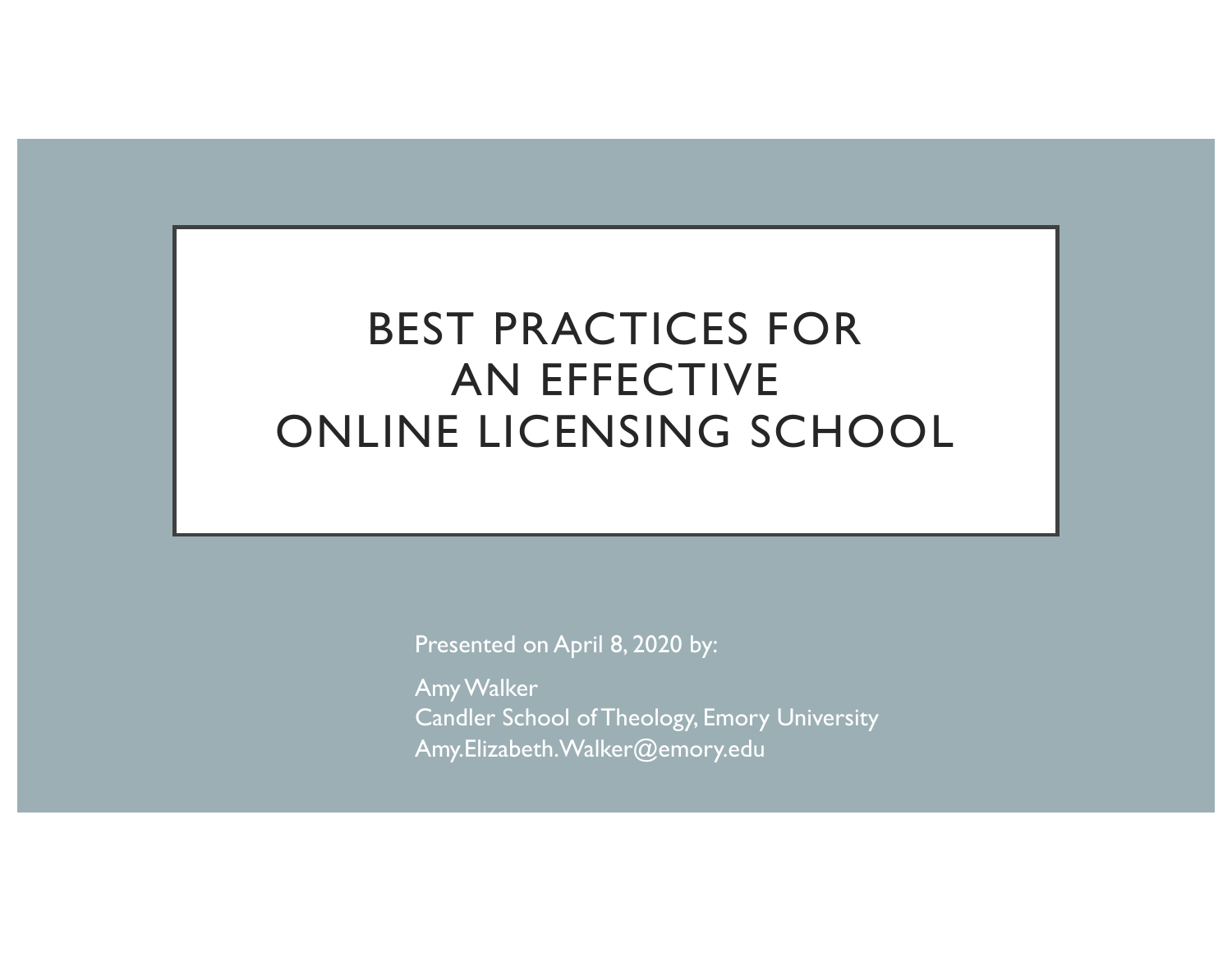# BEST PRACTICES FOR AN EFFECTIVE ONLINE LICENSING SCHOOL

Presented on April 8, 2020 by:

Amy Walker
Candler School of Theology, Emory University
Amy.Elizabeth.Walker@emory.edu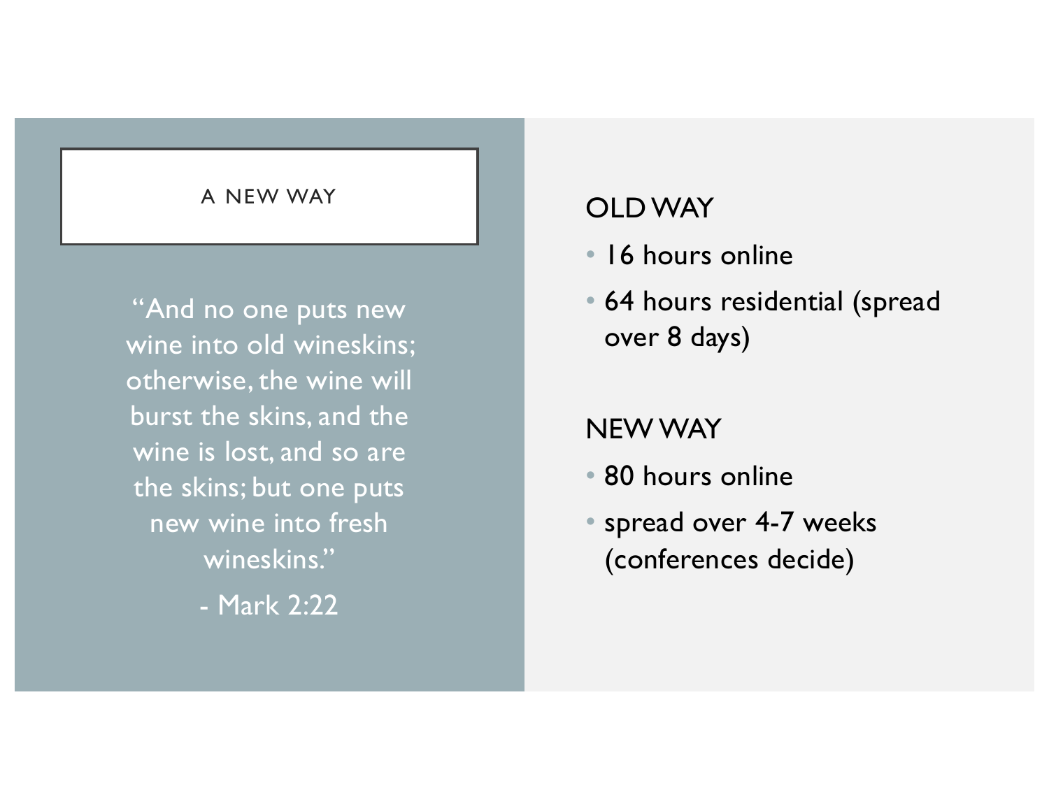# A NEW WAY

"And no one puts new wine into old wineskins; otherwise, the wine will burst the skins, and the wine is lost, and so are the skins; but one puts new wine into fresh wineskins."

- Mark 2:22

## OLD WAY

- 16 hours online
- 64 hours residential (spread over 8 days)

## NEW WAY

- 80 hours online
- spread over 4-7 weeks (conferences decide)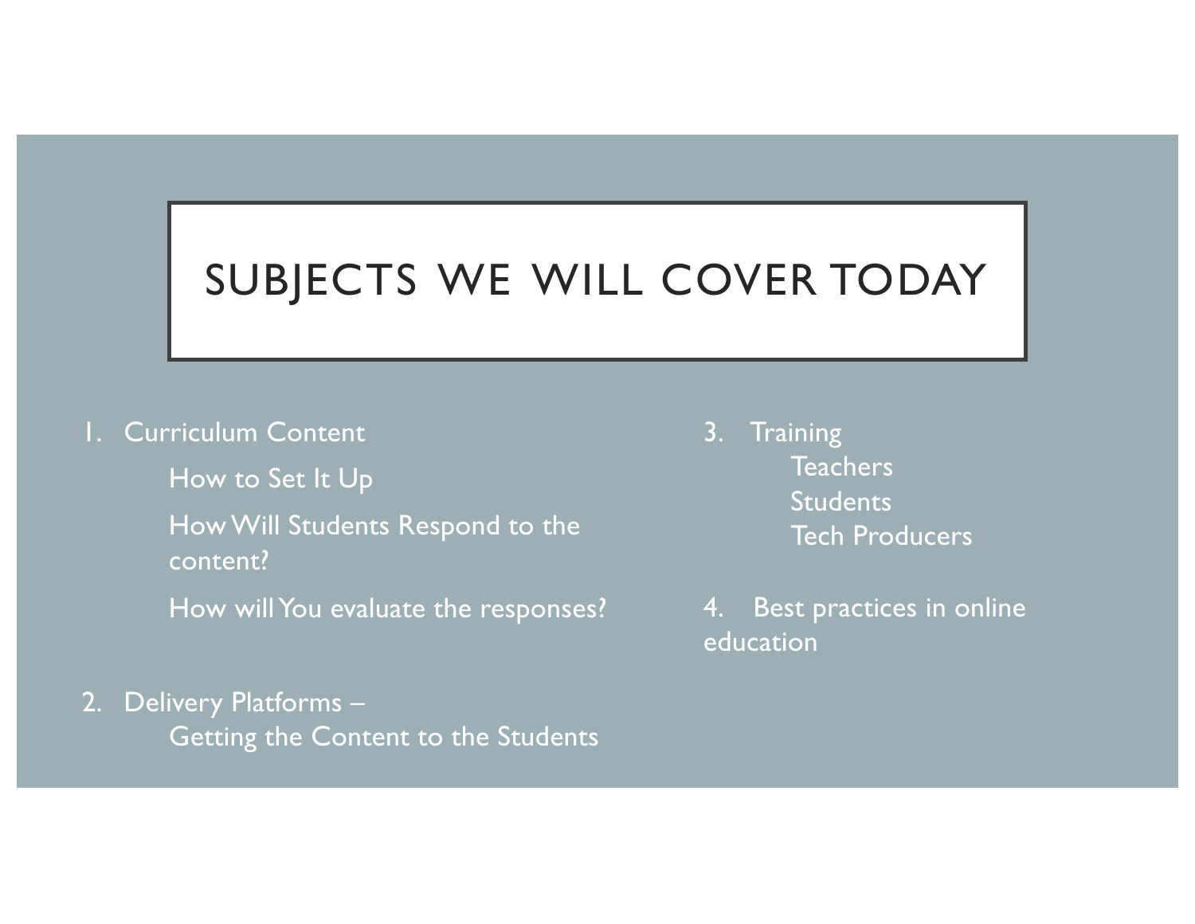# SUBJECTS WE WILL COVER TODAY

1. Curriculum Content
   - How to Set It Up
   - How Will Students Respond to the content?
   - How will You evaluate the responses?
2. Delivery Platforms –
   - Getting the Content to the Students
3. Training
   - Teachers
   - Students
   - Tech Producers
4. Best practices in online education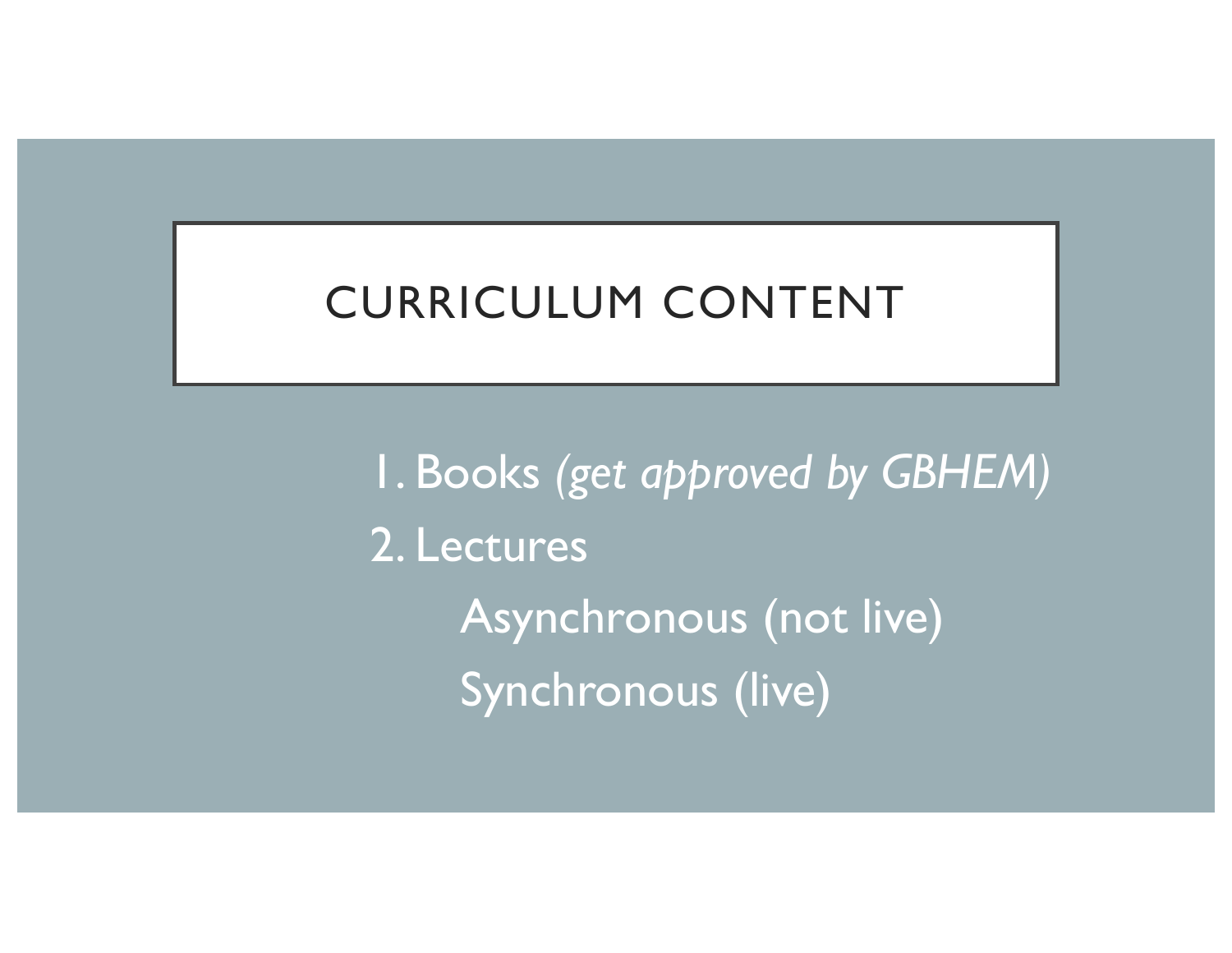# CURRICULUM CONTENT

1. Books *(get approved by GBHEM)*
2. Lectures
   - Asynchronous (not live)
   - Synchronous (live)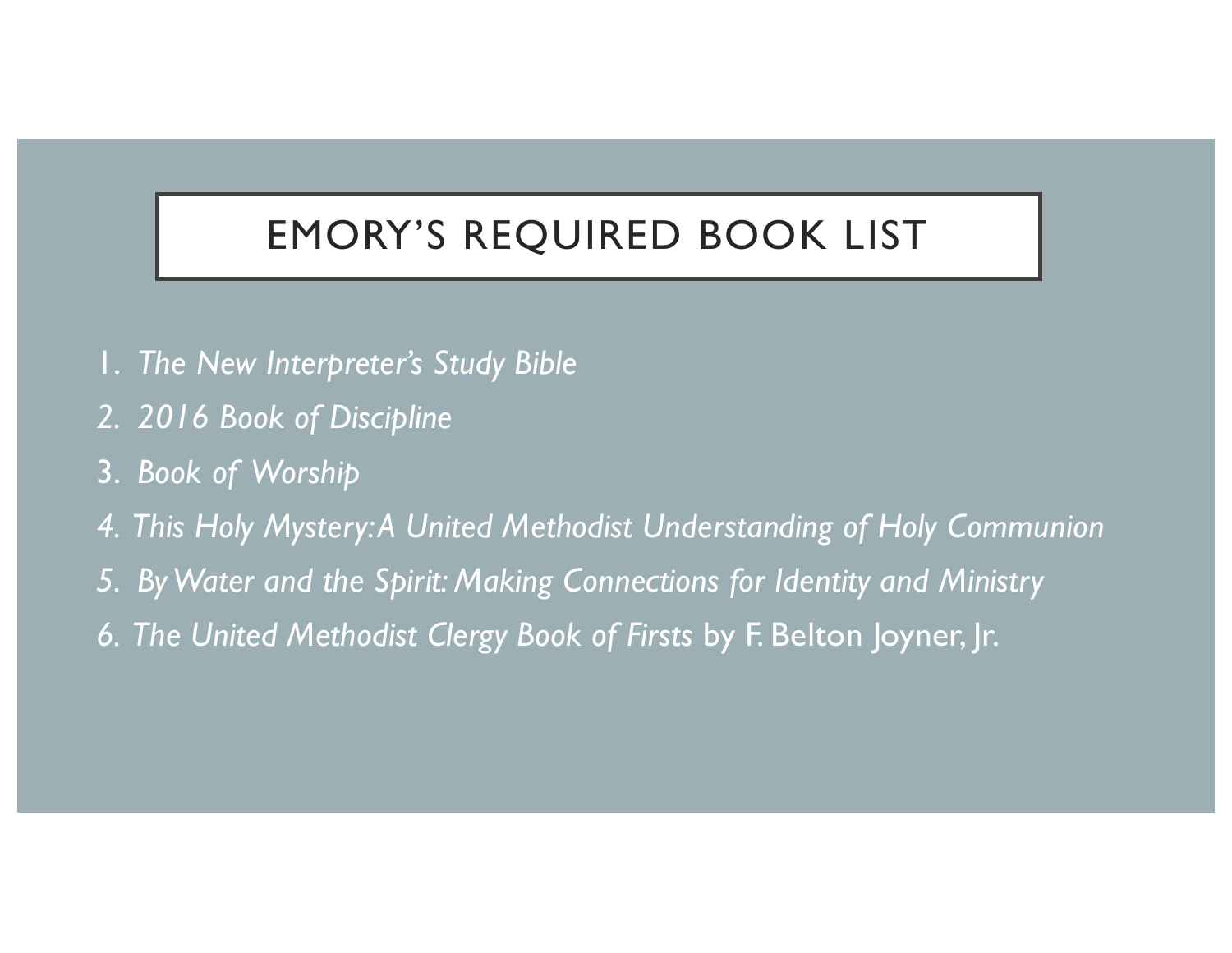# EMORY'S REQUIRED BOOK LIST

1. *The New Interpreter's Study Bible*
2. *2016 Book of Discipline*
3. *Book of Worship*
4. *This Holy Mystery: A United Methodist Understanding of Holy Communion*
5. *By Water and the Spirit: Making Connections for Identity and Ministry*
6. *The United Methodist Clergy Book of Firsts* by F. Belton Joyner, Jr.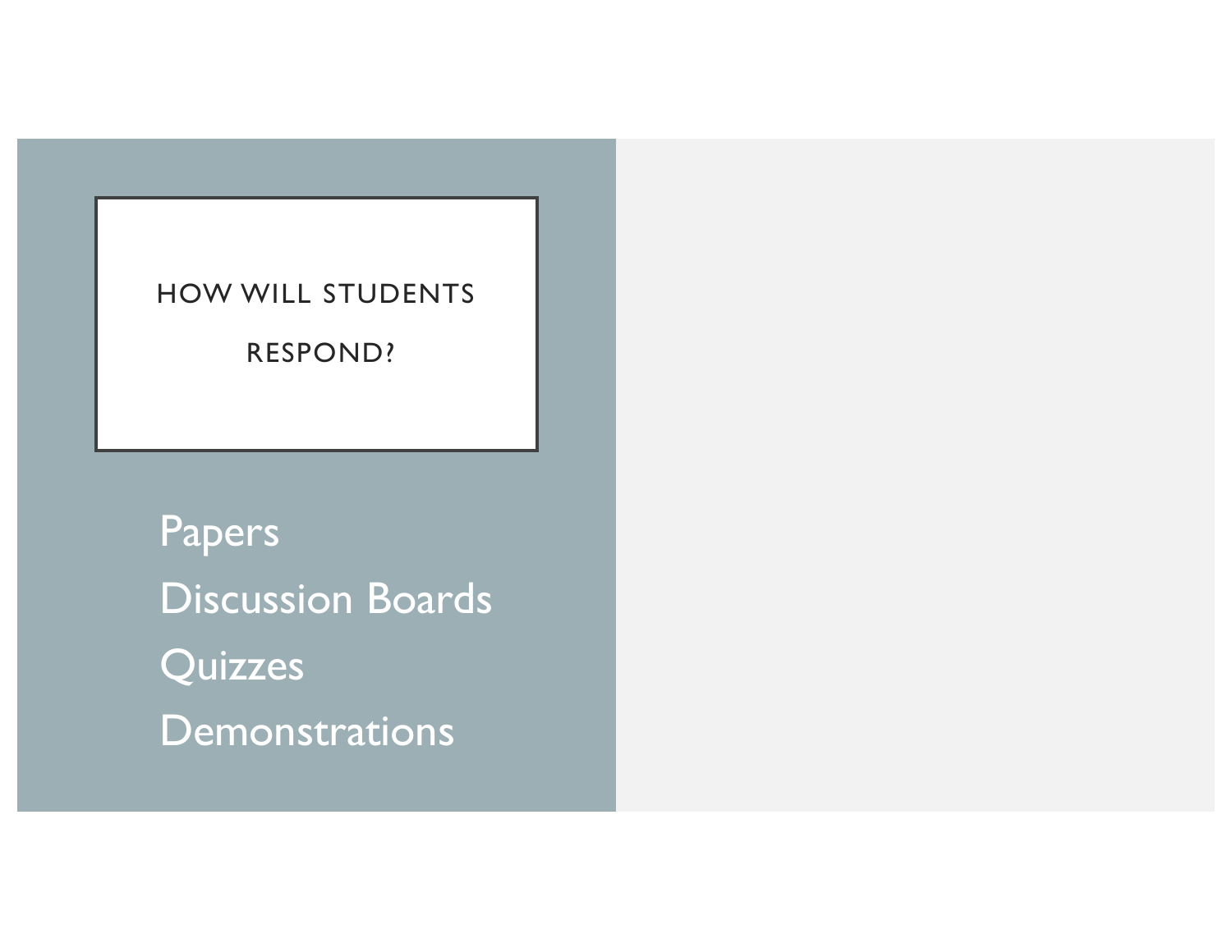## HOW WILL STUDENTS RESPOND?

- Papers
- Discussion Boards
- Quizzes
- Demonstrations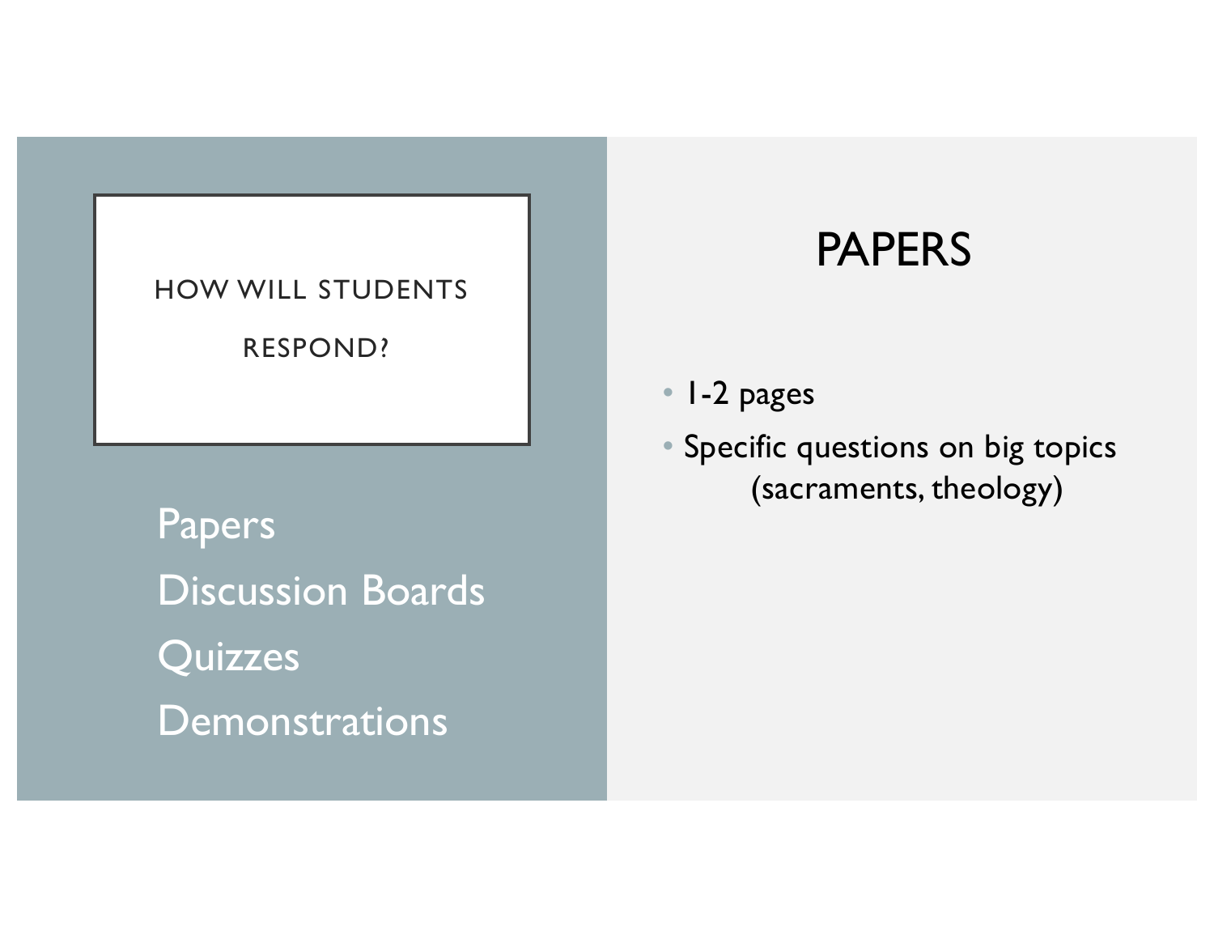## HOW WILL STUDENTS RESPOND?

Papers

Discussion Boards

Quizzes

Demonstrations

# PAPERS

- 1-2 pages
- Specific questions on big topics (sacraments, theology)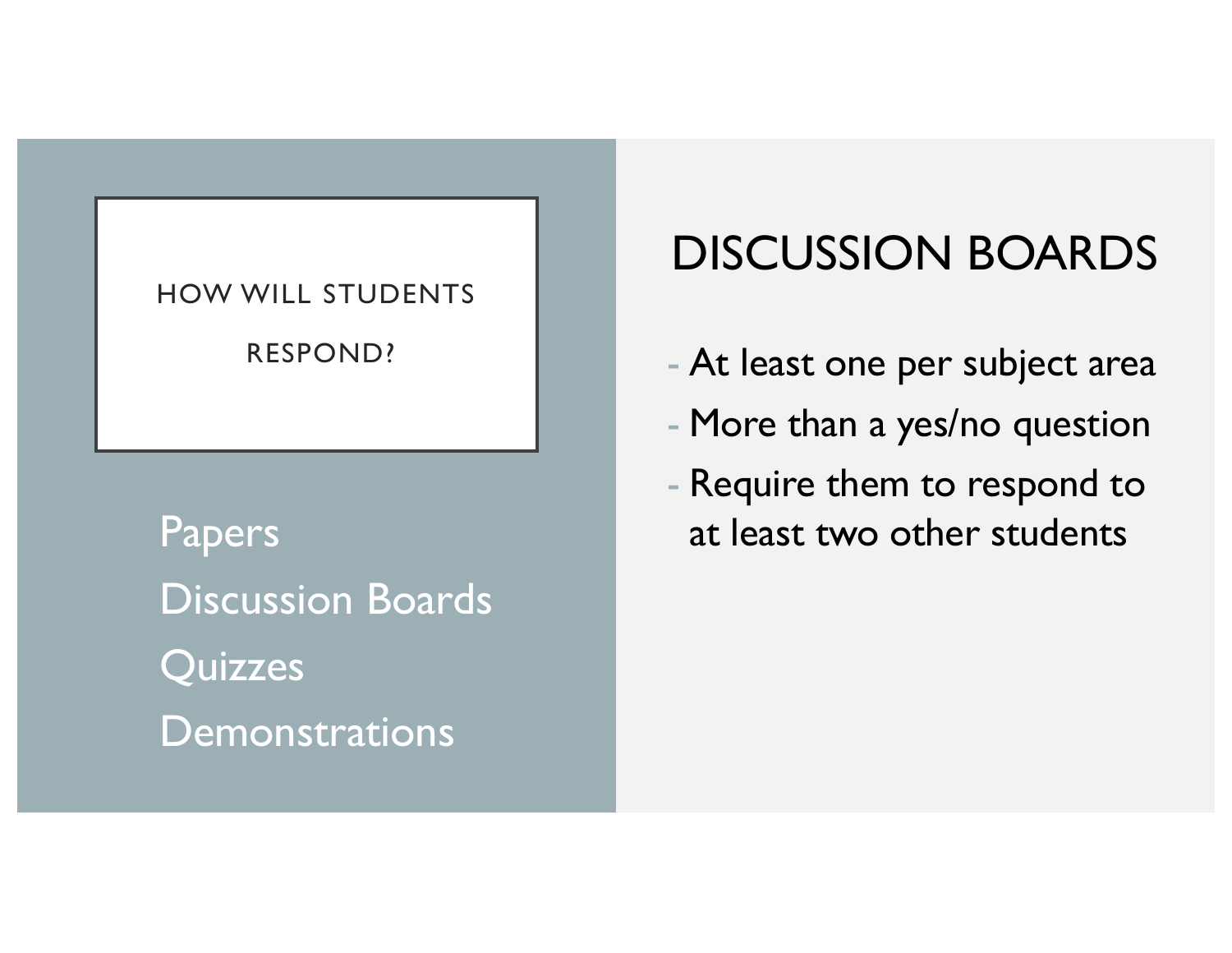HOW WILL STUDENTS RESPOND?

Papers

Discussion Boards

Quizzes

Demonstrations

## DISCUSSION BOARDS

- At least one per subject area
- More than a yes/no question
- Require them to respond to at least two other students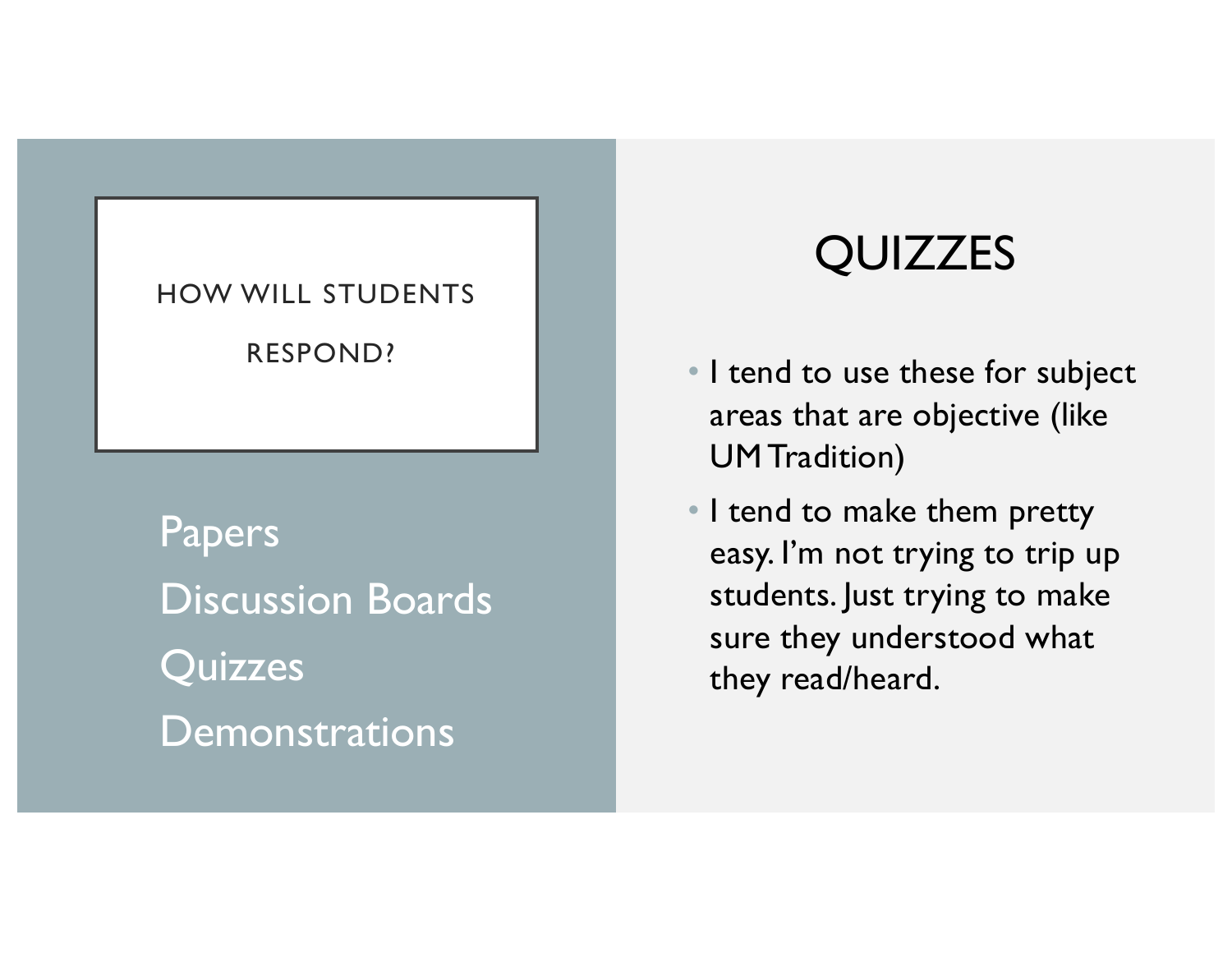HOW WILL STUDENTS RESPOND?

Papers

Discussion Boards

Quizzes

Demonstrations

# QUIZZES

- I tend to use these for subject areas that are objective (like UM Tradition)
- I tend to make them pretty easy. I'm not trying to trip up students. Just trying to make sure they understood what they read/heard.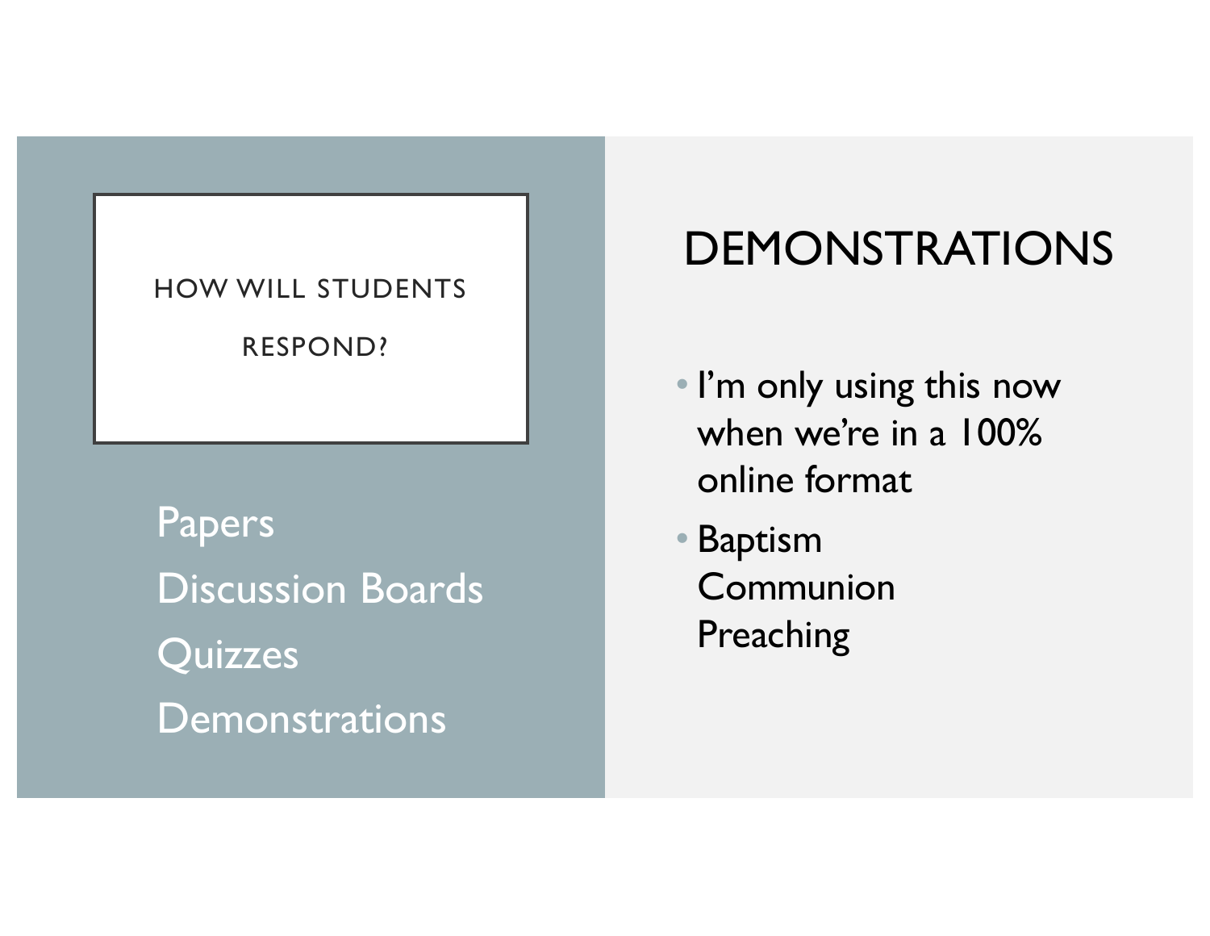## HOW WILL STUDENTS RESPOND?

Papers
Discussion Boards
Quizzes
Demonstrations

# DEMONSTRATIONS

- I'm only using this now when we're in a 100% online format
- Baptism
  Communion
  Preaching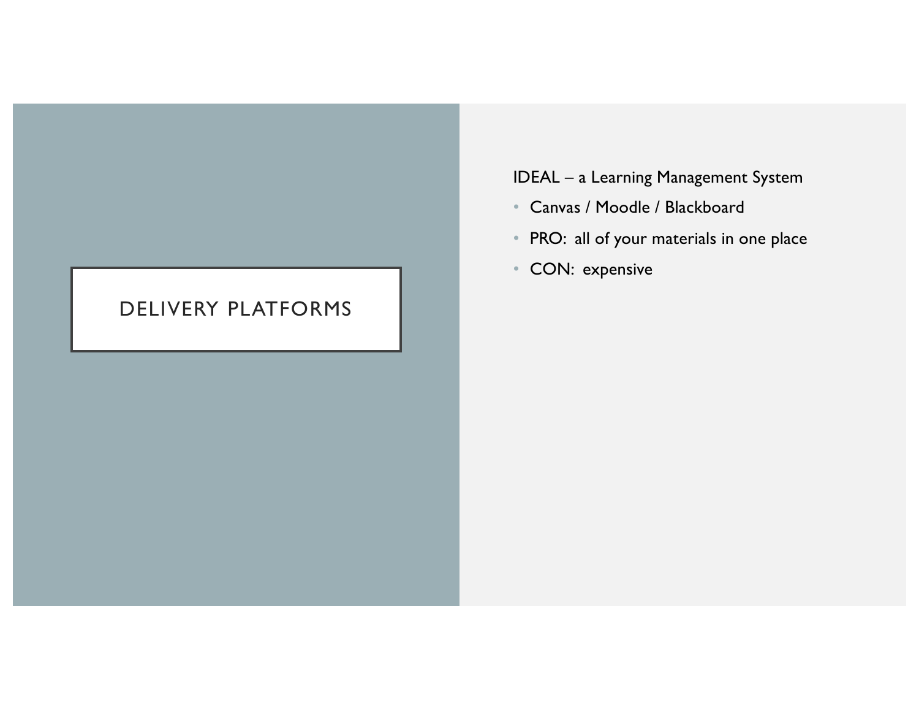# DELIVERY PLATFORMS

IDEAL – a Learning Management System

- Canvas / Moodle / Blackboard
- PRO: all of your materials in one place
- CON: expensive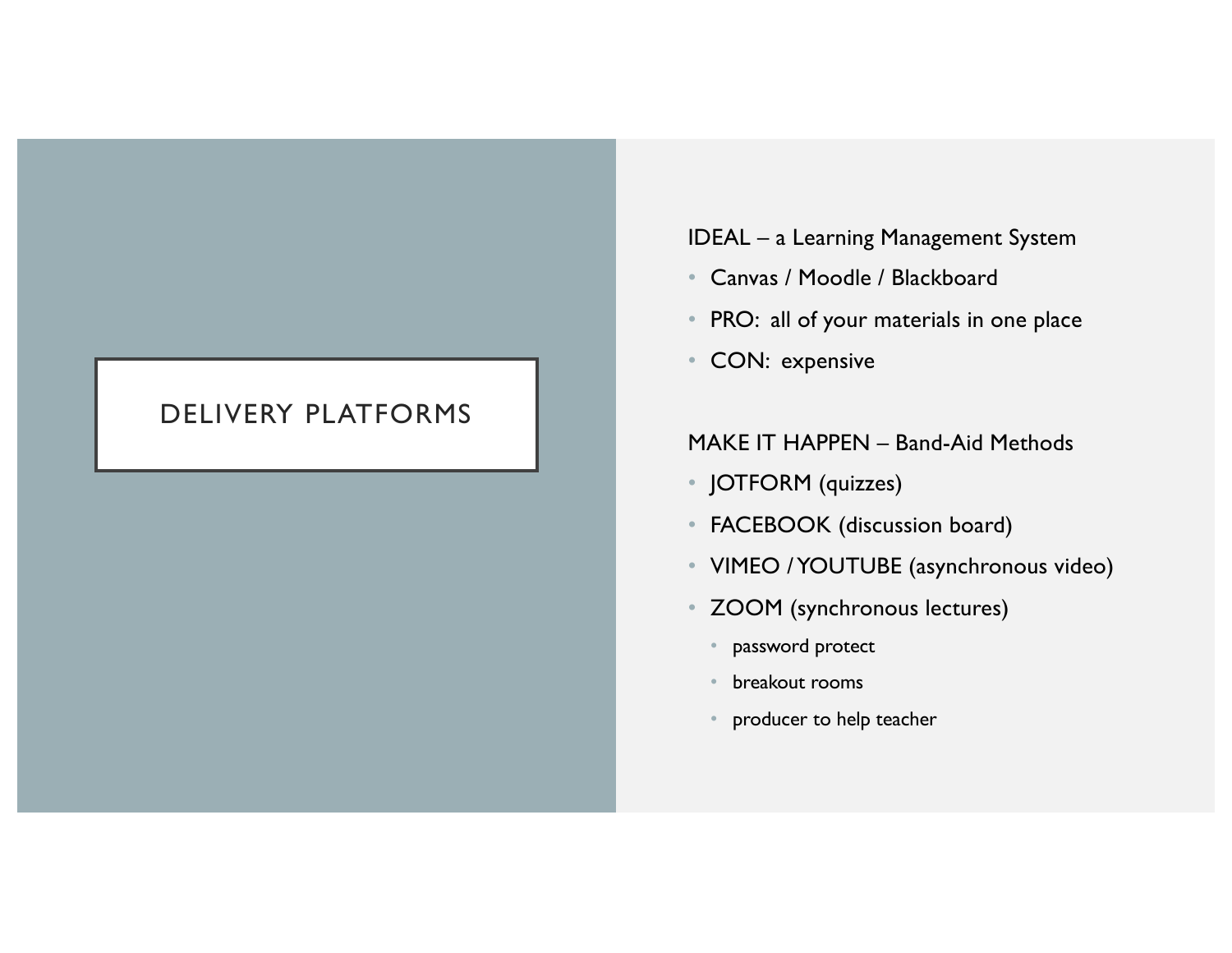# DELIVERY PLATFORMS

IDEAL – a Learning Management System

- Canvas / Moodle / Blackboard
- PRO: all of your materials in one place
- CON: expensive

MAKE IT HAPPEN – Band-Aid Methods

- JOTFORM (quizzes)
- FACEBOOK (discussion board)
- VIMEO / YOUTUBE (asynchronous video)
- ZOOM (synchronous lectures)
  - password protect
  - breakout rooms
  - producer to help teacher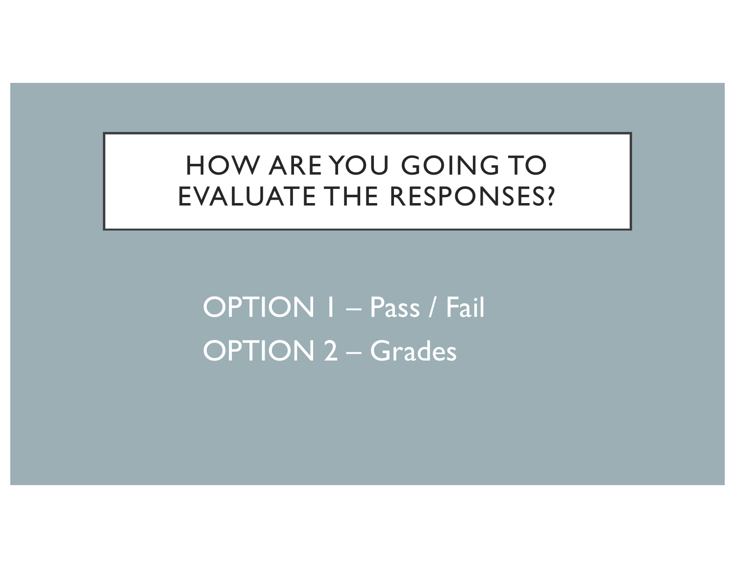# HOW ARE YOU GOING TO EVALUATE THE RESPONSES?

OPTION 1 – Pass / Fail

OPTION 2 – Grades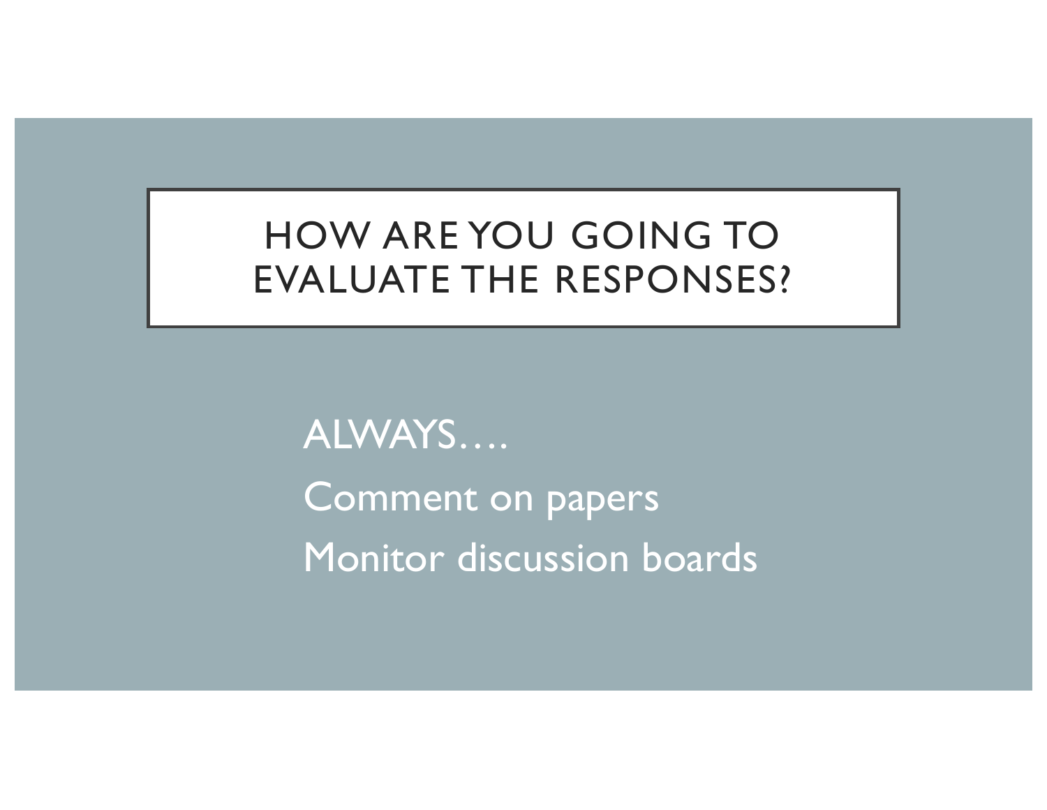# HOW ARE YOU GOING TO EVALUATE THE RESPONSES?

ALWAYS….

Comment on papers

Monitor discussion boards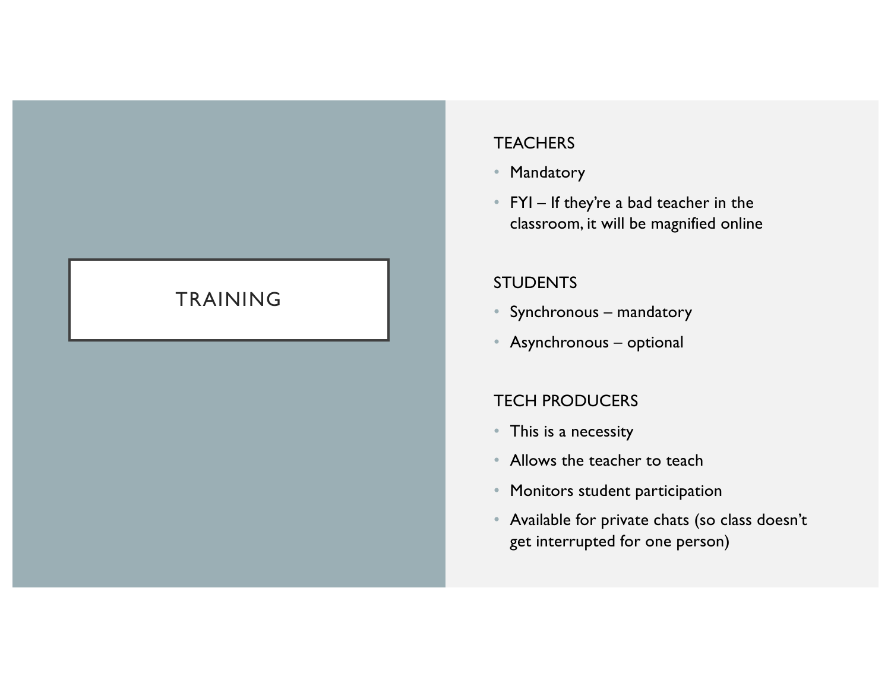# TRAINING

## TEACHERS

- Mandatory
- FYI – If they're a bad teacher in the classroom, it will be magnified online

## STUDENTS

- Synchronous – mandatory
- Asynchronous – optional

## TECH PRODUCERS

- This is a necessity
- Allows the teacher to teach
- Monitors student participation
- Available for private chats (so class doesn't get interrupted for one person)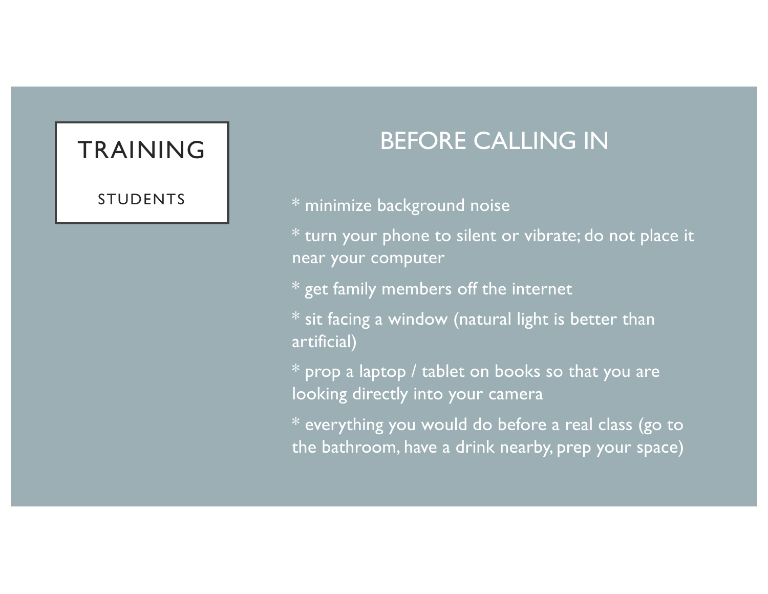TRAINING

STUDENTS

## BEFORE CALLING IN

* minimize background noise

* turn your phone to silent or vibrate; do not place it near your computer

* get family members off the internet

* sit facing a window (natural light is better than artificial)

* prop a laptop / tablet on books so that you are looking directly into your camera

* everything you would do before a real class (go to the bathroom, have a drink nearby, prep your space)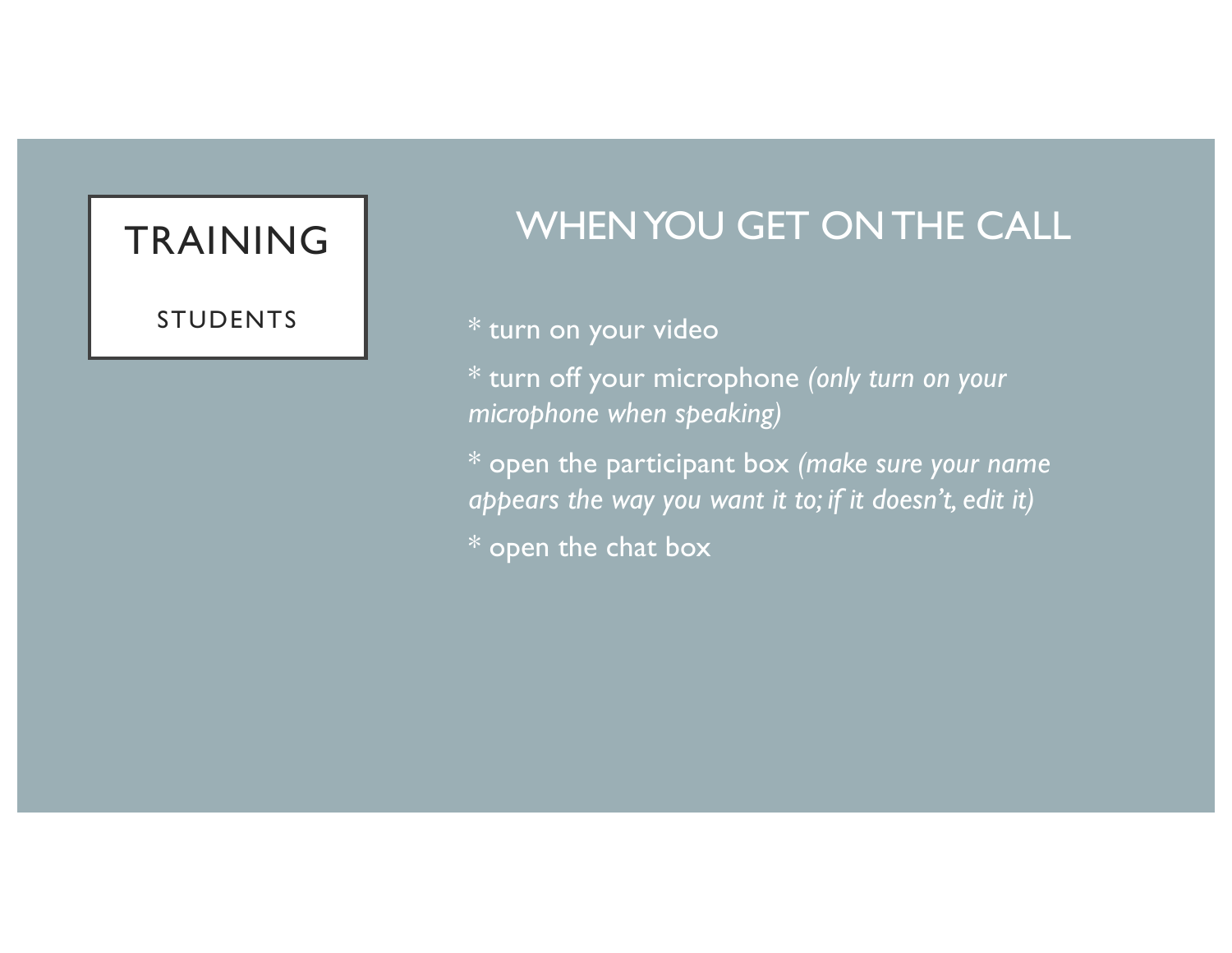# TRAINING

STUDENTS

## WHEN YOU GET ON THE CALL

* turn on your video

* turn off your microphone *(only turn on your microphone when speaking)*

* open the participant box *(make sure your name appears the way you want it to; if it doesn't, edit it)*

* open the chat box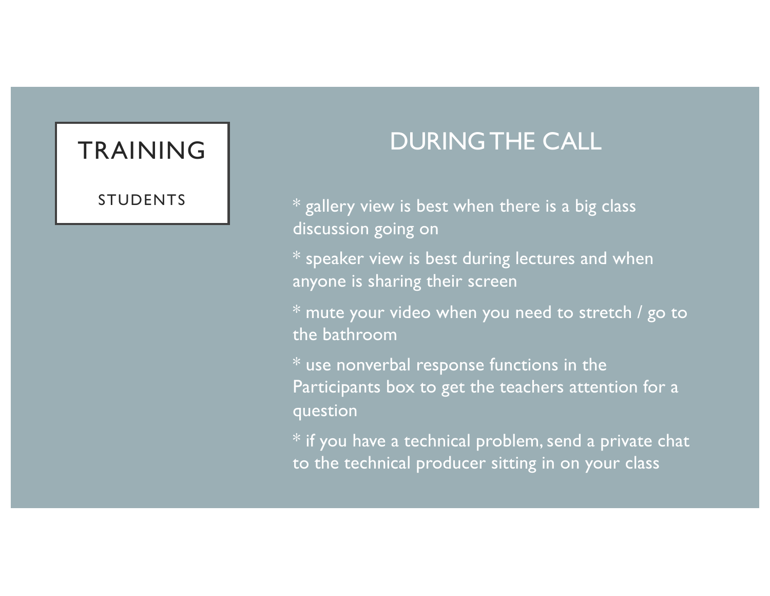# TRAINING

STUDENTS

## DURING THE CALL

* gallery view is best when there is a big class discussion going on

* speaker view is best during lectures and when anyone is sharing their screen

* mute your video when you need to stretch / go to the bathroom

* use nonverbal response functions in the Participants box to get the teachers attention for a question

* if you have a technical problem, send a private chat to the technical producer sitting in on your class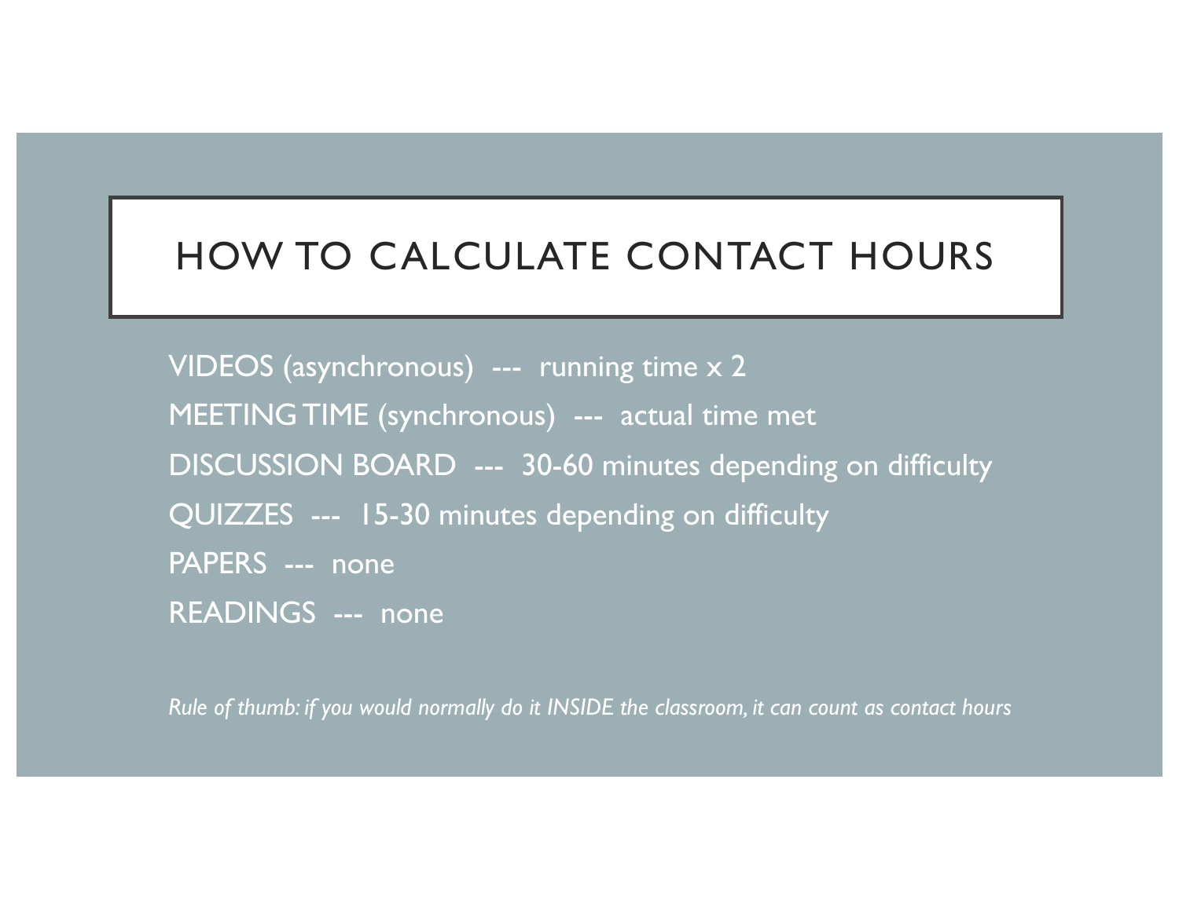# HOW TO CALCULATE CONTACT HOURS

VIDEOS (asynchronous) --- running time x 2

MEETING TIME (synchronous) --- actual time met

DISCUSSION BOARD --- 30-60 minutes depending on difficulty

QUIZZES --- 15-30 minutes depending on difficulty

PAPERS --- none

READINGS --- none

*Rule of thumb: if you would normally do it INSIDE the classroom, it can count as contact hours*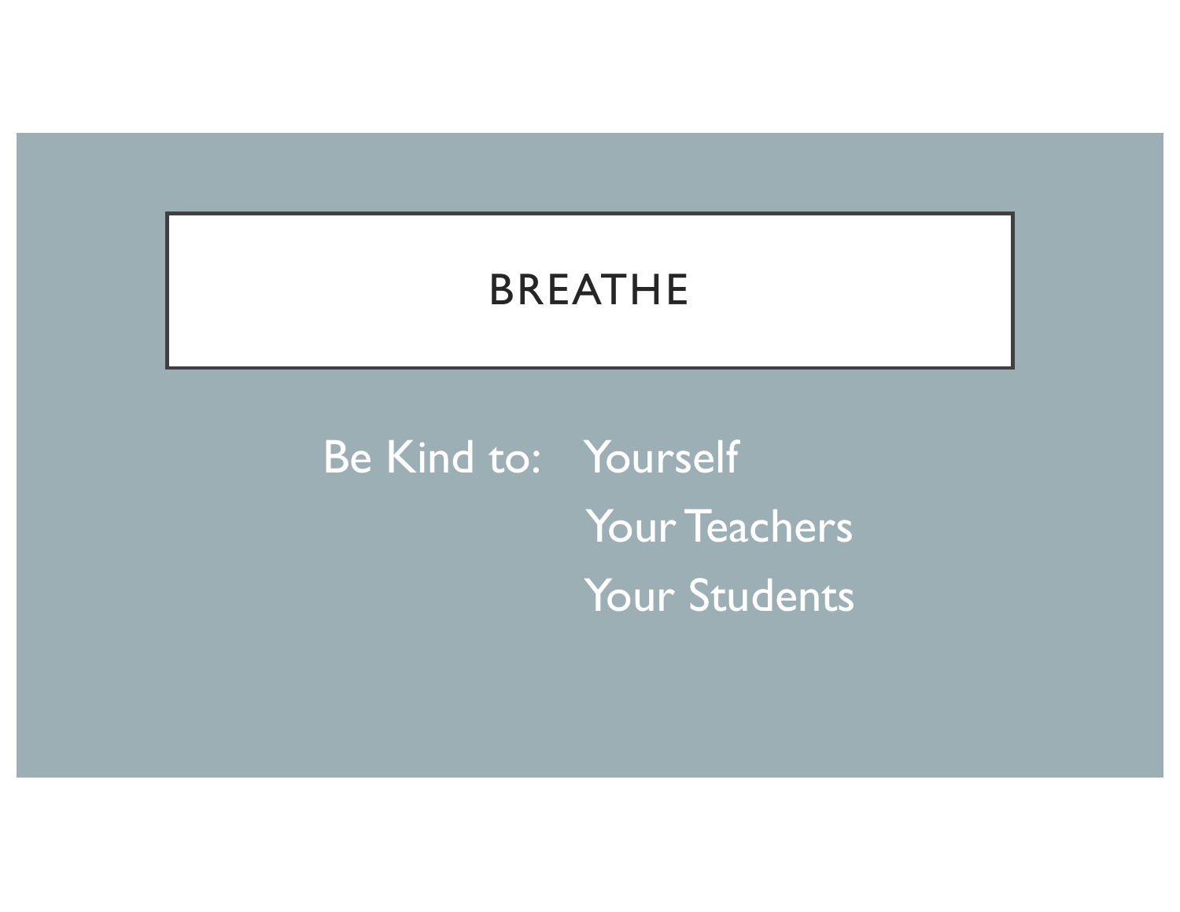# BREATHE

Be Kind to: Yourself

Your Teachers

Your Students